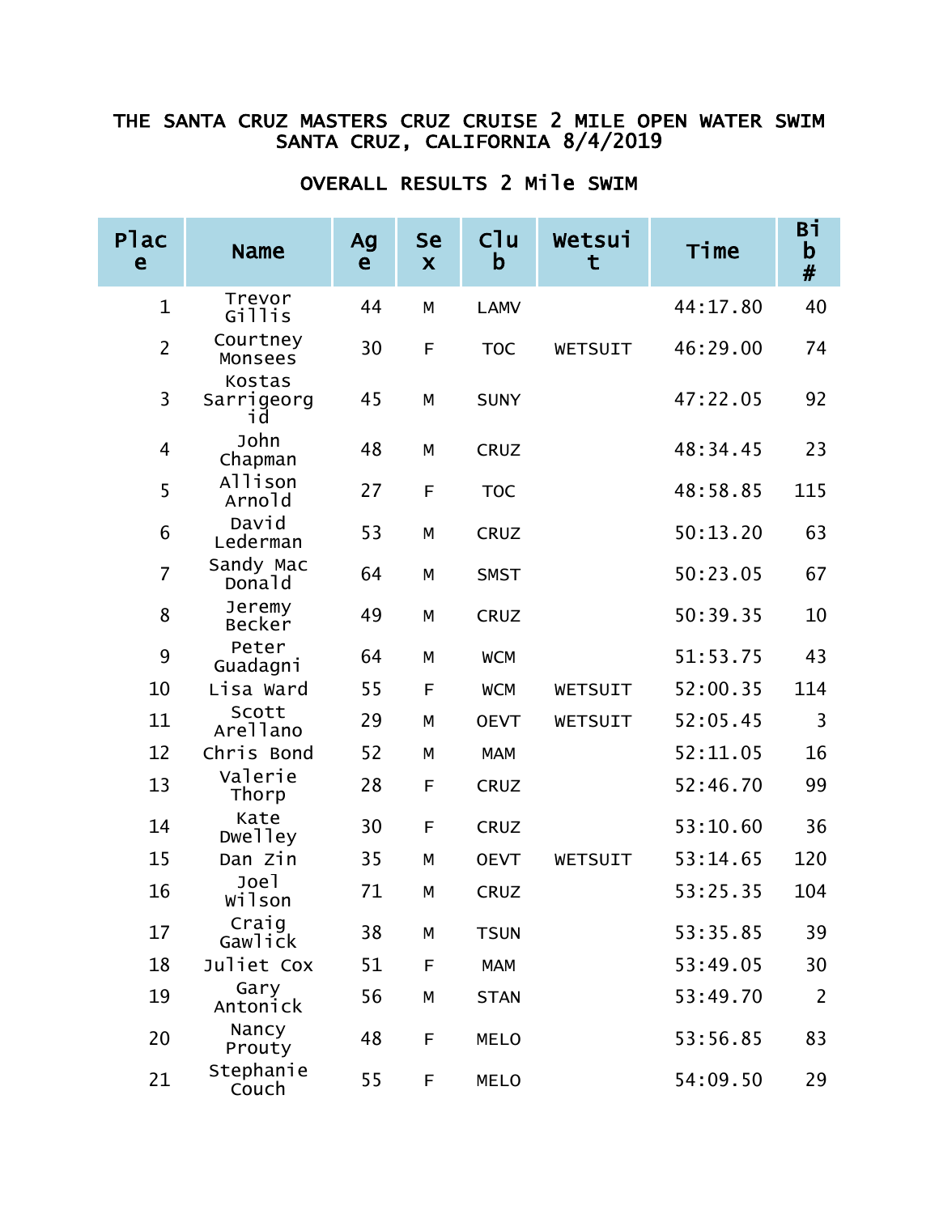# THE SANTA CRUZ MASTERS CRUZ CRUISE 2 MILE OPEN WATER SWIM
## SANTA CRUZ, CALIFORNIA 8/4/2019

### OVERALL RESULTS 2 Mile SWIM

| Place | Name | Age | Sex | Club | Wetsuit | Time | Bib # |
|---|---|---|---|---|---|---|---|
| 1 | Trevor Gillis | 44 | M | LAMV | | 44:17.80 | 40 |
| 2 | Courtney Monsees | 30 | F | TOC | WETSUIT | 46:29.00 | 74 |
| 3 | Kostas Sarrigeorgid | 45 | M | SUNY | | 47:22.05 | 92 |
| 4 | John Chapman | 48 | M | CRUZ | | 48:34.45 | 23 |
| 5 | Allison Arnold | 27 | F | TOC | | 48:58.85 | 115 |
| 6 | David Lederman | 53 | M | CRUZ | | 50:13.20 | 63 |
| 7 | Sandy Mac Donald | 64 | M | SMST | | 50:23.05 | 67 |
| 8 | Jeremy Becker | 49 | M | CRUZ | | 50:39.35 | 10 |
| 9 | Peter Guadagni | 64 | M | WCM | | 51:53.75 | 43 |
| 10 | Lisa Ward | 55 | F | WCM | WETSUIT | 52:00.35 | 114 |
| 11 | Scott Arellano | 29 | M | OEVT | WETSUIT | 52:05.45 | 3 |
| 12 | Chris Bond | 52 | M | MAM | | 52:11.05 | 16 |
| 13 | Valerie Thorp | 28 | F | CRUZ | | 52:46.70 | 99 |
| 14 | Kate Dwelley | 30 | F | CRUZ | | 53:10.60 | 36 |
| 15 | Dan Zin | 35 | M | OEVT | WETSUIT | 53:14.65 | 120 |
| 16 | Joel Wilson | 71 | M | CRUZ | | 53:25.35 | 104 |
| 17 | Craig Gawlick | 38 | M | TSUN | | 53:35.85 | 39 |
| 18 | Juliet Cox | 51 | F | MAM | | 53:49.05 | 30 |
| 19 | Gary Antonick | 56 | M | STAN | | 53:49.70 | 2 |
| 20 | Nancy Prouty | 48 | F | MELO | | 53:56.85 | 83 |
| 21 | Stephanie Couch | 55 | F | MELO | | 54:09.50 | 29 |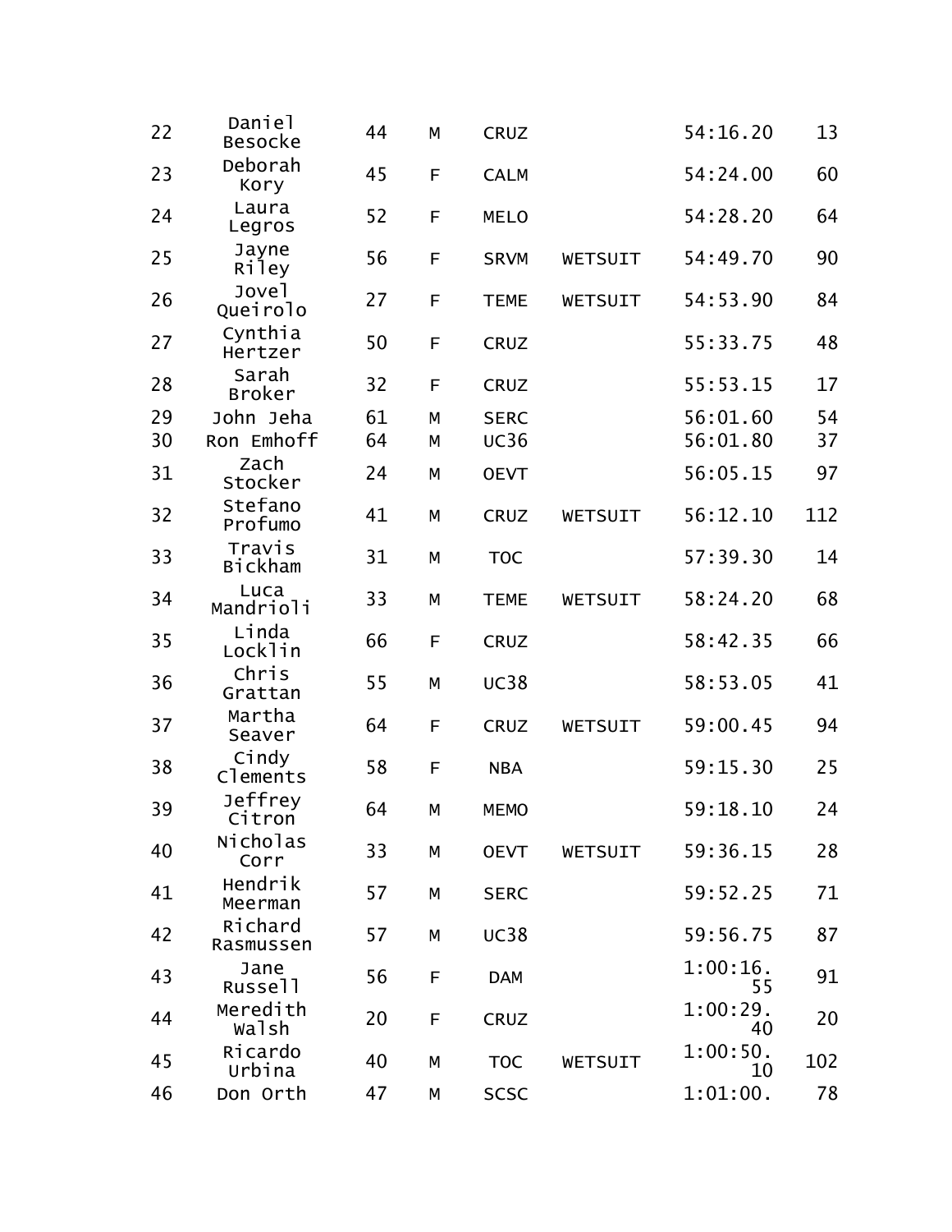| 22 | Daniel Besocke | 44 | M | CRUZ | | 54:16.20 | 13 |
|---|---|---|---|---|---|---|---|
| 23 | Deborah Kory | 45 | F | CALM | | 54:24.00 | 60 |
| 24 | Laura Legros | 52 | F | MELO | | 54:28.20 | 64 |
| 25 | Jayne Riley | 56 | F | SRVM | WETSUIT | 54:49.70 | 90 |
| 26 | Jovel Queirolo | 27 | F | TEME | WETSUIT | 54:53.90 | 84 |
| 27 | Cynthia Hertzer | 50 | F | CRUZ | | 55:33.75 | 48 |
| 28 | Sarah Broker | 32 | F | CRUZ | | 55:53.15 | 17 |
| 29 | John Jeha | 61 | M | SERC | | 56:01.60 | 54 |
| 30 | Ron Emhoff | 64 | M | UC36 | | 56:01.80 | 37 |
| 31 | Zach Stocker | 24 | M | OEVT | | 56:05.15 | 97 |
| 32 | Stefano Profumo | 41 | M | CRUZ | WETSUIT | 56:12.10 | 112 |
| 33 | Travis Bickham | 31 | M | TOC | | 57:39.30 | 14 |
| 34 | Luca Mandrioli | 33 | M | TEME | WETSUIT | 58:24.20 | 68 |
| 35 | Linda Locklin | 66 | F | CRUZ | | 58:42.35 | 66 |
| 36 | Chris Grattan | 55 | M | UC38 | | 58:53.05 | 41 |
| 37 | Martha Seaver | 64 | F | CRUZ | WETSUIT | 59:00.45 | 94 |
| 38 | Cindy Clements | 58 | F | NBA | | 59:15.30 | 25 |
| 39 | Jeffrey Citron | 64 | M | MEMO | | 59:18.10 | 24 |
| 40 | Nicholas Corr | 33 | M | OEVT | WETSUIT | 59:36.15 | 28 |
| 41 | Hendrik Meerman | 57 | M | SERC | | 59:52.25 | 71 |
| 42 | Richard Rasmussen | 57 | M | UC38 | | 59:56.75 | 87 |
| 43 | Jane Russell | 56 | F | DAM | | 1:00:16.55 | 91 |
| 44 | Meredith Walsh | 20 | F | CRUZ | | 1:00:29.40 | 20 |
| 45 | Ricardo Urbina | 40 | M | TOC | WETSUIT | 1:00:50.10 | 102 |
| 46 | Don Orth | 47 | M | SCSC | | 1:01:00. | 78 |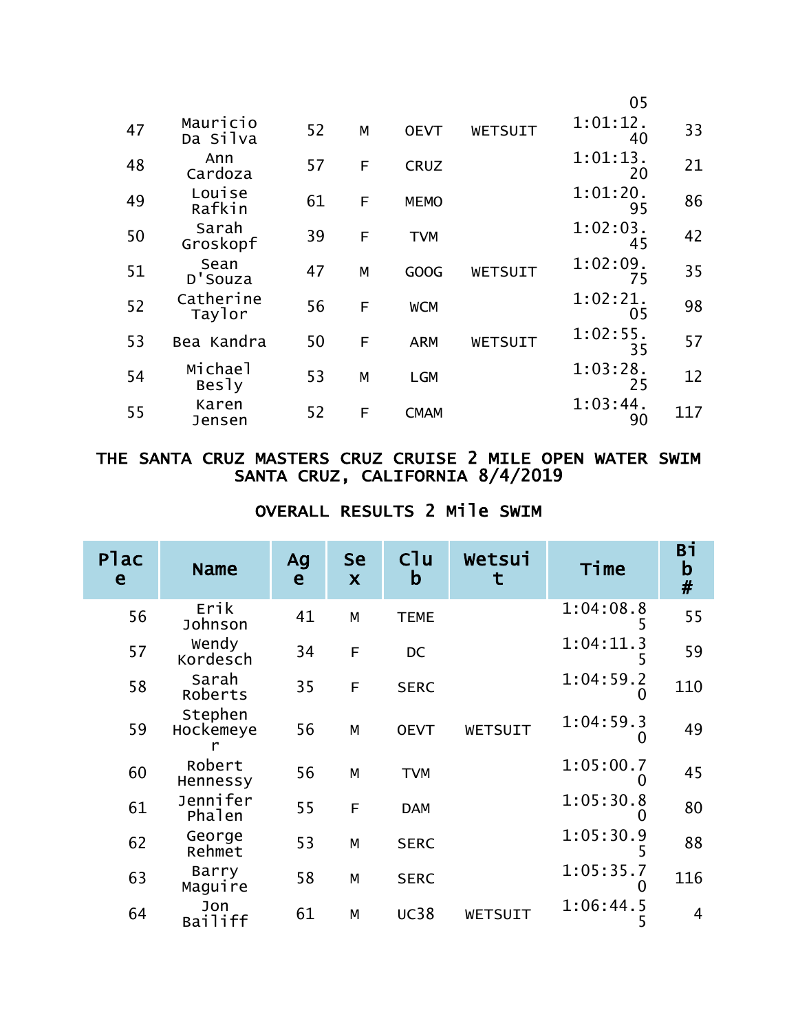05

| 47 | Mauricio Da Silva | 52 | M | OEVT | WETSUIT | 1:01:12.40 | 33 |
|---|---|---|---|---|---|---|---|
| 48 | Ann Cardoza | 57 | F | CRUZ | | 1:01:13.20 | 21 |
| 49 | Louise Rafkin | 61 | F | MEMO | | 1:01:20.95 | 86 |
| 50 | Sarah Groskopf | 39 | F | TVM | | 1:02:03.45 | 42 |
| 51 | Sean D'Souza | 47 | M | GOOG | WETSUIT | 1:02:09.75 | 35 |
| 52 | Catherine Taylor | 56 | F | WCM | | 1:02:21.05 | 98 |
| 53 | Bea Kandra | 50 | F | ARM | WETSUIT | 1:02:55.35 | 57 |
| 54 | Michael Besly | 53 | M | LGM | | 1:03:28.25 | 12 |
| 55 | Karen Jensen | 52 | F | CMAM | | 1:03:44.90 | 117 |

## THE SANTA CRUZ MASTERS CRUZ CRUISE 2 MILE OPEN WATER SWIM SANTA CRUZ, CALIFORNIA 8/4/2019

### OVERALL RESULTS 2 Mile SWIM

| Place | Name | Age | Sex | Club | Wetsuit | Time | Bib # |
|---|---|---|---|---|---|---|---|
| 56 | Erik Johnson | 41 | M | TEME | | 1:04:08.85 | 55 |
| 57 | Wendy Kordesch | 34 | F | DC | | 1:04:11.35 | 59 |
| 58 | Sarah Roberts | 35 | F | SERC | | 1:04:59.20 | 110 |
| 59 | Stephen Hockemeyer | 56 | M | OEVT | WETSUIT | 1:04:59.30 | 49 |
| 60 | Robert Hennessy | 56 | M | TVM | | 1:05:00.70 | 45 |
| 61 | Jennifer Phalen | 55 | F | DAM | | 1:05:30.80 | 80 |
| 62 | George Rehmet | 53 | M | SERC | | 1:05:30.95 | 88 |
| 63 | Barry Maguire | 58 | M | SERC | | 1:05:35.70 | 116 |
| 64 | Jon Bailiff | 61 | M | UC38 | WETSUIT | 1:06:44.55 | 4 |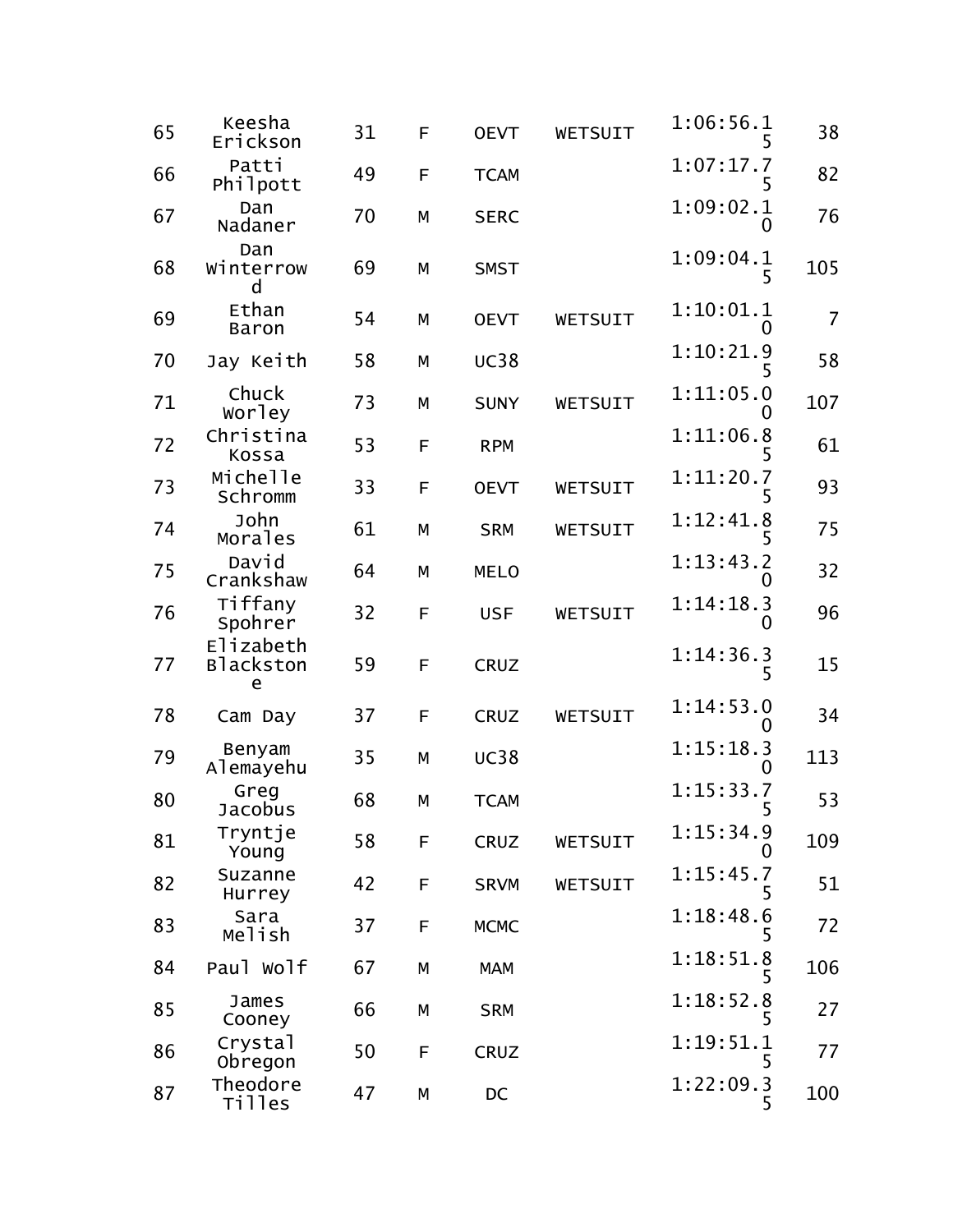| | | | | | | | |
|---|---|---|---|---|---|---|---|
| 65 | Keesha Erickson | 31 | F | OEVT | WETSUIT | 1:06:56.15 | 38 |
| 66 | Patti Philpott | 49 | F | TCAM | | 1:07:17.75 | 82 |
| 67 | Dan Nadaner | 70 | M | SERC | | 1:09:02.10 | 76 |
| 68 | Dan Winterrowd | 69 | M | SMST | | 1:09:04.15 | 105 |
| 69 | Ethan Baron | 54 | M | OEVT | WETSUIT | 1:10:01.10 | 7 |
| 70 | Jay Keith | 58 | M | UC38 | | 1:10:21.95 | 58 |
| 71 | Chuck Worley | 73 | M | SUNY | WETSUIT | 1:11:05.00 | 107 |
| 72 | Christina Kossa | 53 | F | RPM | | 1:11:06.85 | 61 |
| 73 | Michelle Schromm | 33 | F | OEVT | WETSUIT | 1:11:20.75 | 93 |
| 74 | John Morales | 61 | M | SRM | WETSUIT | 1:12:41.85 | 75 |
| 75 | David Crankshaw | 64 | M | MELO | | 1:13:43.20 | 32 |
| 76 | Tiffany Spohrer | 32 | F | USF | WETSUIT | 1:14:18.30 | 96 |
| 77 | Elizabeth Blackstone | 59 | F | CRUZ | | 1:14:36.35 | 15 |
| 78 | Cam Day | 37 | F | CRUZ | WETSUIT | 1:14:53.00 | 34 |
| 79 | Benyam Alemayehu | 35 | M | UC38 | | 1:15:18.30 | 113 |
| 80 | Greg Jacobus | 68 | M | TCAM | | 1:15:33.75 | 53 |
| 81 | Tryntje Young | 58 | F | CRUZ | WETSUIT | 1:15:34.90 | 109 |
| 82 | Suzanne Hurrey | 42 | F | SRVM | WETSUIT | 1:15:45.75 | 51 |
| 83 | Sara Melish | 37 | F | MCMC | | 1:18:48.65 | 72 |
| 84 | Paul Wolf | 67 | M | MAM | | 1:18:51.85 | 106 |
| 85 | James Cooney | 66 | M | SRM | | 1:18:52.85 | 27 |
| 86 | Crystal Obregon | 50 | F | CRUZ | | 1:19:51.15 | 77 |
| 87 | Theodore Tilles | 47 | M | DC | | 1:22:09.35 | 100 |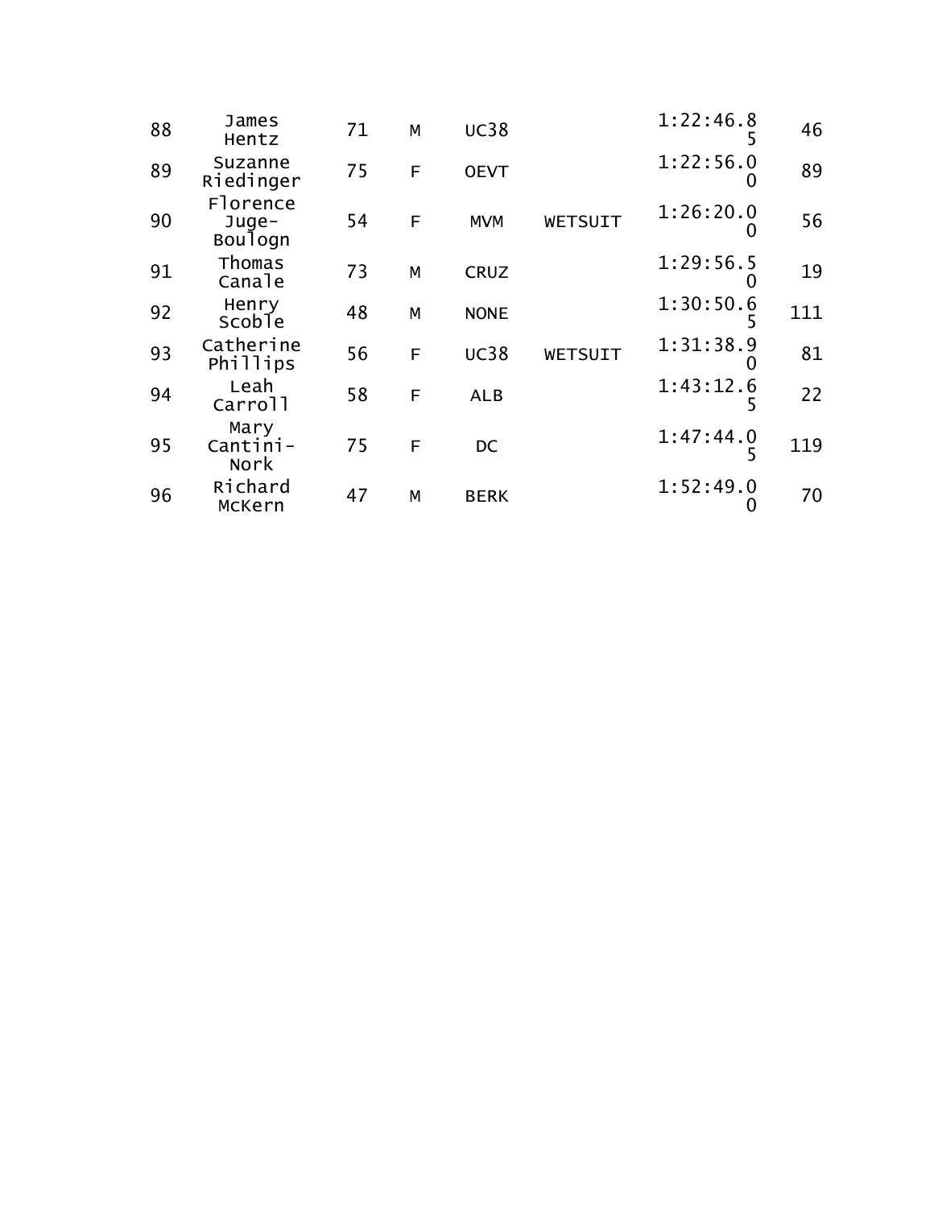| | | | | | | | |
|---|---|---|---|---|---|---|---|
| 88 | James Hentz | 71 | M | UC38 | | 1:22:46.85 | 46 |
| 89 | Suzanne Riedinger | 75 | F | OEVT | | 1:22:56.00 | 89 |
| 90 | Florence Juge-Boulogn | 54 | F | MVM | WETSUIT | 1:26:20.00 | 56 |
| 91 | Thomas Canale | 73 | M | CRUZ | | 1:29:56.50 | 19 |
| 92 | Henry Scoble | 48 | M | NONE | | 1:30:50.65 | 111 |
| 93 | Catherine Phillips | 56 | F | UC38 | WETSUIT | 1:31:38.90 | 81 |
| 94 | Leah Carroll | 58 | F | ALB | | 1:43:12.65 | 22 |
| 95 | Mary Cantini-Nork | 75 | F | DC | | 1:47:44.05 | 119 |
| 96 | Richard McKern | 47 | M | BERK | | 1:52:49.00 | 70 |